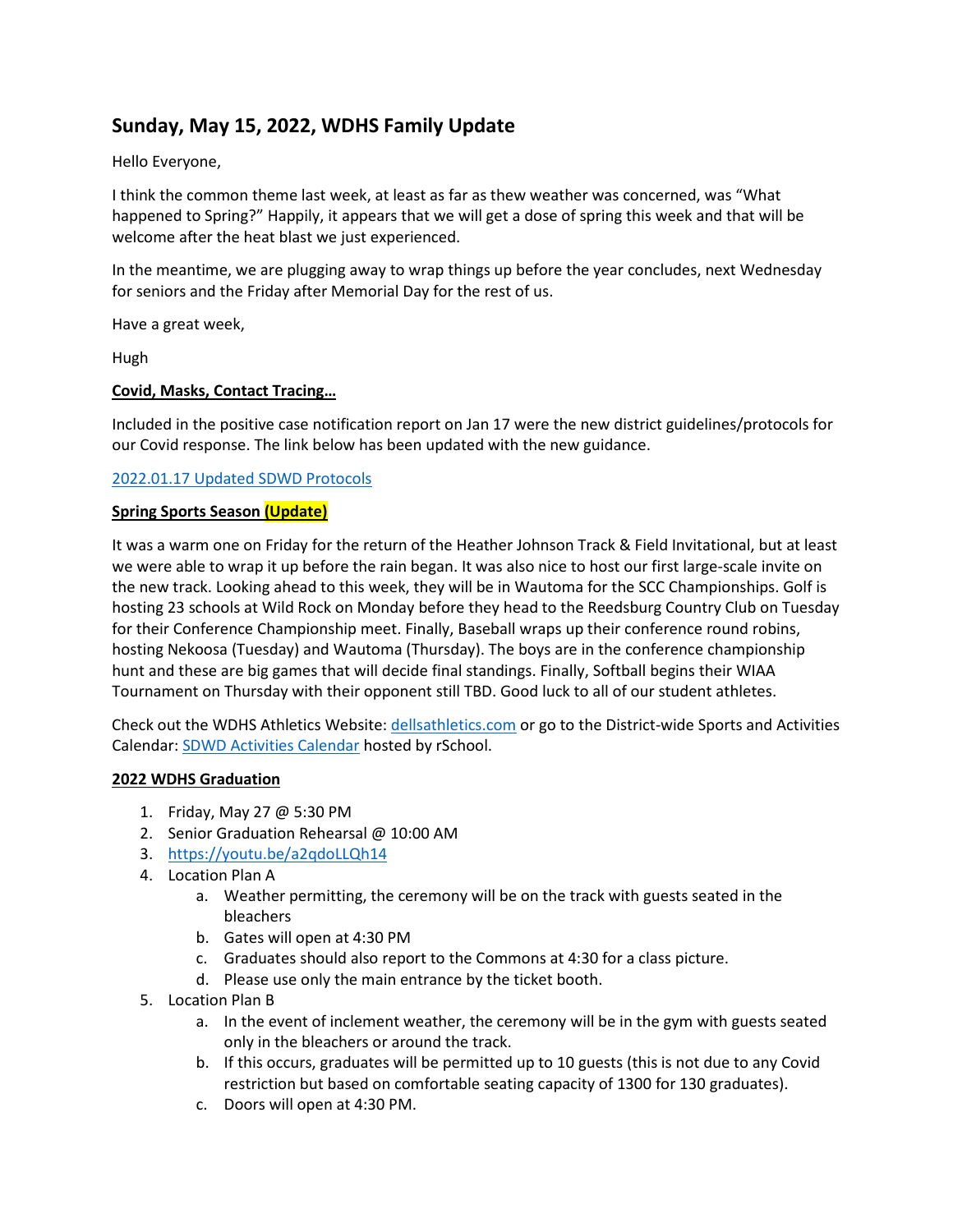# Sunday, May 15, 2022, WDHS Family Update

Hello Everyone,

I think the common theme last week, at least as far as thew weather was concerned, was "What happened to Spring?" Happily, it appears that we will get a dose of spring this week and that will be welcome after the heat blast we just experienced.

In the meantime, we are plugging away to wrap things up before the year concludes, next Wednesday for seniors and the Friday after Memorial Day for the rest of us.

Have a great week,

Hugh

**Covid, Masks, Contact Tracing…**

Included in the positive case notification report on Jan 17 were the new district guidelines/protocols for our Covid response. The link below has been updated with the new guidance.

[2022.01.17 Updated SDWD Protocols]()

**Spring Sports Season (Update)**

It was a warm one on Friday for the return of the Heather Johnson Track & Field Invitational, but at least we were able to wrap it up before the rain began. It was also nice to host our first large-scale invite on the new track. Looking ahead to this week, they will be in Wautoma for the SCC Championships. Golf is hosting 23 schools at Wild Rock on Monday before they head to the Reedsburg Country Club on Tuesday for their Conference Championship meet. Finally, Baseball wraps up their conference round robins, hosting Nekoosa (Tuesday) and Wautoma (Thursday). The boys are in the conference championship hunt and these are big games that will decide final standings. Finally, Softball begins their WIAA Tournament on Thursday with their opponent still TBD. Good luck to all of our student athletes.

Check out the WDHS Athletics Website: [dellsathletics.com]() or go to the District-wide Sports and Activities Calendar: [SDWD Activities Calendar]() hosted by rSchool.

**2022 WDHS Graduation**

1. Friday, May 27 @ 5:30 PM
2. Senior Graduation Rehearsal @ 10:00 AM
3. https://youtu.be/a2qdoLLQh14
4. Location Plan A
   a. Weather permitting, the ceremony will be on the track with guests seated in the bleachers
   b. Gates will open at 4:30 PM
   c. Graduates should also report to the Commons at 4:30 for a class picture.
   d. Please use only the main entrance by the ticket booth.
5. Location Plan B
   a. In the event of inclement weather, the ceremony will be in the gym with guests seated only in the bleachers or around the track.
   b. If this occurs, graduates will be permitted up to 10 guests (this is not due to any Covid restriction but based on comfortable seating capacity of 1300 for 130 graduates).
   c. Doors will open at 4:30 PM.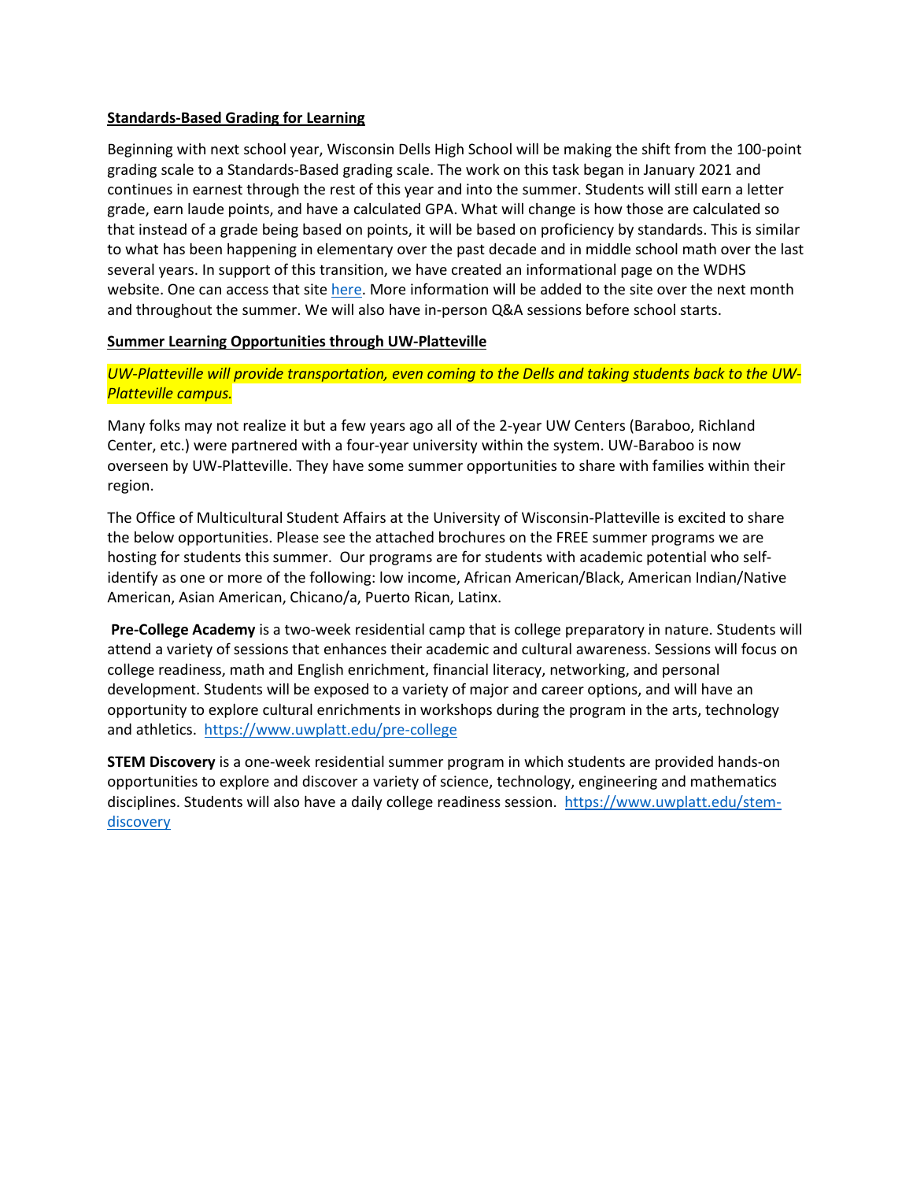**Standards-Based Grading for Learning**

Beginning with next school year, Wisconsin Dells High School will be making the shift from the 100-point grading scale to a Standards-Based grading scale. The work on this task began in January 2021 and continues in earnest through the rest of this year and into the summer. Students will still earn a letter grade, earn laude points, and have a calculated GPA. What will change is how those are calculated so that instead of a grade being based on points, it will be based on proficiency by standards. This is similar to what has been happening in elementary over the past decade and in middle school math over the last several years. In support of this transition, we have created an informational page on the WDHS website. One can access that site here. More information will be added to the site over the next month and throughout the summer. We will also have in-person Q&A sessions before school starts.

**Summer Learning Opportunities through UW-Platteville**

*UW-Platteville will provide transportation, even coming to the Dells and taking students back to the UW-Platteville campus.*

Many folks may not realize it but a few years ago all of the 2-year UW Centers (Baraboo, Richland Center, etc.) were partnered with a four-year university within the system. UW-Baraboo is now overseen by UW-Platteville. They have some summer opportunities to share with families within their region.

The Office of Multicultural Student Affairs at the University of Wisconsin-Platteville is excited to share the below opportunities. Please see the attached brochures on the FREE summer programs we are hosting for students this summer. Our programs are for students with academic potential who self-identify as one or more of the following: low income, African American/Black, American Indian/Native American, Asian American, Chicano/a, Puerto Rican, Latinx.

**Pre-College Academy** is a two-week residential camp that is college preparatory in nature. Students will attend a variety of sessions that enhances their academic and cultural awareness. Sessions will focus on college readiness, math and English enrichment, financial literacy, networking, and personal development. Students will be exposed to a variety of major and career options, and will have an opportunity to explore cultural enrichments in workshops during the program in the arts, technology and athletics. https://www.uwplatt.edu/pre-college

**STEM Discovery** is a one-week residential summer program in which students are provided hands-on opportunities to explore and discover a variety of science, technology, engineering and mathematics disciplines. Students will also have a daily college readiness session. https://www.uwplatt.edu/stem-discovery